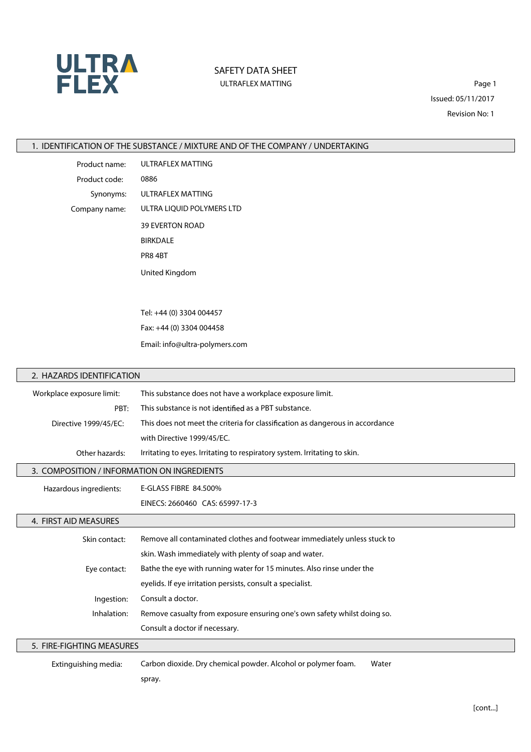# SAFETY DATA SHEET

ULTRAFLEX MATTING

Issued: 05/11/2017

Revision No: 1

## 1. IDENTIFICATION OF THE SUBSTANCE / MIXTURE AND OF THE COMPANY / UNDERTAKING

**Product name:** ULTRAFLEX MATTING

**Product code:** 0886

**Synonyms:** ULTRAFLEX MATTING

**Company name:** ULTRA LIQUID POLYMERS LTD

39 EVERTON ROAD

BIRKDALE

PR8 4BT

United Kingdom

Tel: +44 (0) 3304 004457

Fax: +44 (0) 3304 004458

Email: info@ultra-polymers.com

## 2. HAZARDS IDENTIFICATION

**Workplace exposure limit:** This substance does not have a workplace exposure limit.

**PBT:** This substance is not identified as a PBT substance.

**Directive 1999/45/EC:** This does not meet the criteria for classification as dangerous in accordance with Directive 1999/45/EC.

**Other hazards:** Irritating to eyes. Irritating to respiratory system. Irritating to skin.

## 3. COMPOSITION / INFORMATION ON INGREDIENTS

**Hazardous ingredients:** E-GLASS FIBRE 84.500%

EINECS: 2660460 CAS: 65997-17-3

## 4. FIRST AID MEASURES

**Skin contact:** Remove all contaminated clothes and footwear immediately unless stuck to skin. Wash immediately with plenty of soap and water.

**Eye contact:** Bathe the eye with running water for 15 minutes. Also rinse under the eyelids. If eye irritation persists, consult a specialist.

**Ingestion:** Consult a doctor.

**Inhalation:** Remove casualty from exposure ensuring one's own safety whilst doing so. Consult a doctor if necessary.

## 5. FIRE-FIGHTING MEASURES

**Extinguishing media:** Carbon dioxide. Dry chemical powder. Alcohol or polymer foam. Water spray.

[cont...]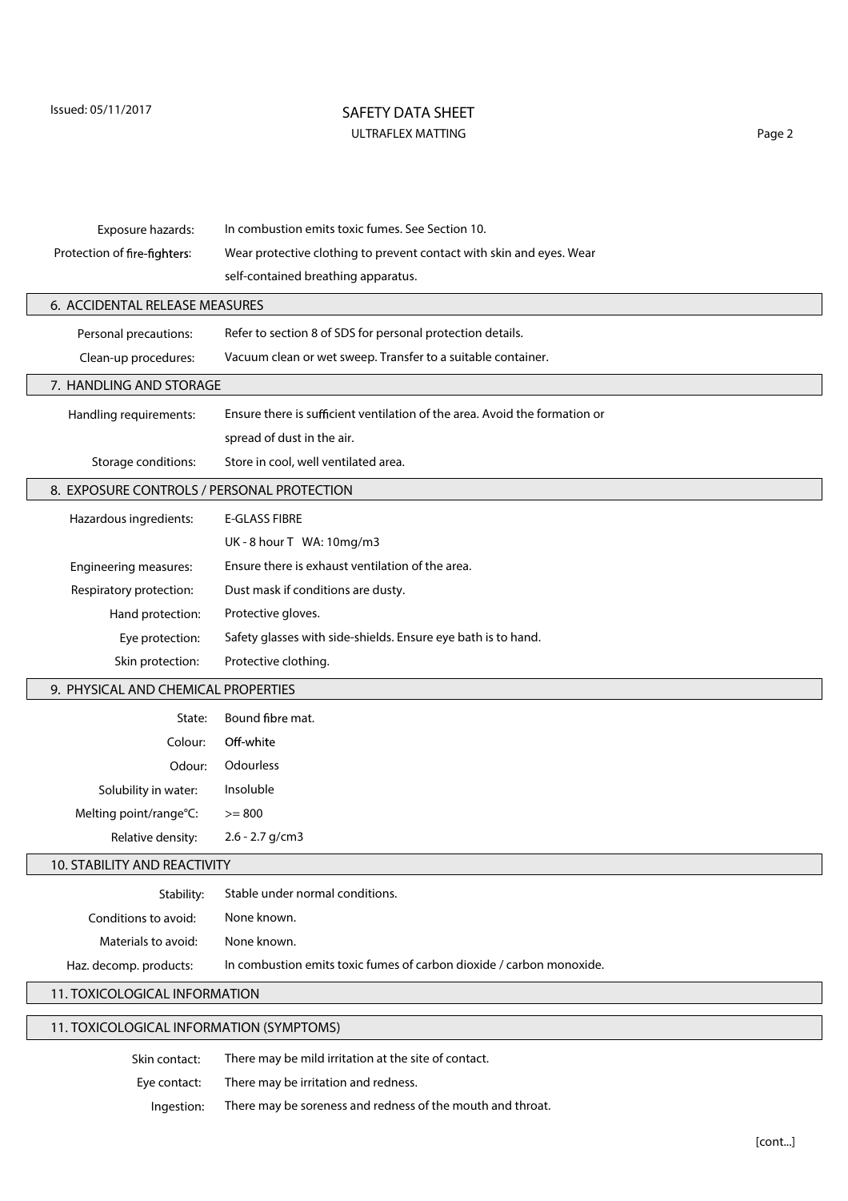Exposure hazards: In combustion emits toxic fumes. See Section 10.

Protection of fire-fighters: Wear protective clothing to prevent contact with skin and eyes. Wear self-contained breathing apparatus.

## 6. ACCIDENTAL RELEASE MEASURES

Personal precautions: Refer to section 8 of SDS for personal protection details.

Clean-up procedures: Vacuum clean or wet sweep. Transfer to a suitable container.

## 7. HANDLING AND STORAGE

Handling requirements: Ensure there is sufficient ventilation of the area. Avoid the formation or spread of dust in the air.

Storage conditions: Store in cool, well ventilated area.

## 8. EXPOSURE CONTROLS / PERSONAL PROTECTION

Hazardous ingredients: E-GLASS FIBRE

UK - 8 hour TWA: 10mg/m3

Engineering measures: Ensure there is exhaust ventilation of the area.

Respiratory protection: Dust mask if conditions are dusty.

Hand protection: Protective gloves.

Eye protection: Safety glasses with side-shields. Ensure eye bath is to hand.

Skin protection: Protective clothing.

## 9. PHYSICAL AND CHEMICAL PROPERTIES

State: Bound fibre mat.

Colour: Off-white

Odour: Odourless

Solubility in water: Insoluble

Melting point/range°C: >= 800

Relative density: 2.6 - 2.7 g/cm3

## 10. STABILITY AND REACTIVITY

Stability: Stable under normal conditions.

Conditions to avoid: None known.

Materials to avoid: None known.

Haz. decomp. products: In combustion emits toxic fumes of carbon dioxide / carbon monoxide.

## 11. TOXICOLOGICAL INFORMATION

## 11. TOXICOLOGICAL INFORMATION (SYMPTOMS)

Skin contact: There may be mild irritation at the site of contact.

Eye contact: There may be irritation and redness.

Ingestion: There may be soreness and redness of the mouth and throat.

[cont...]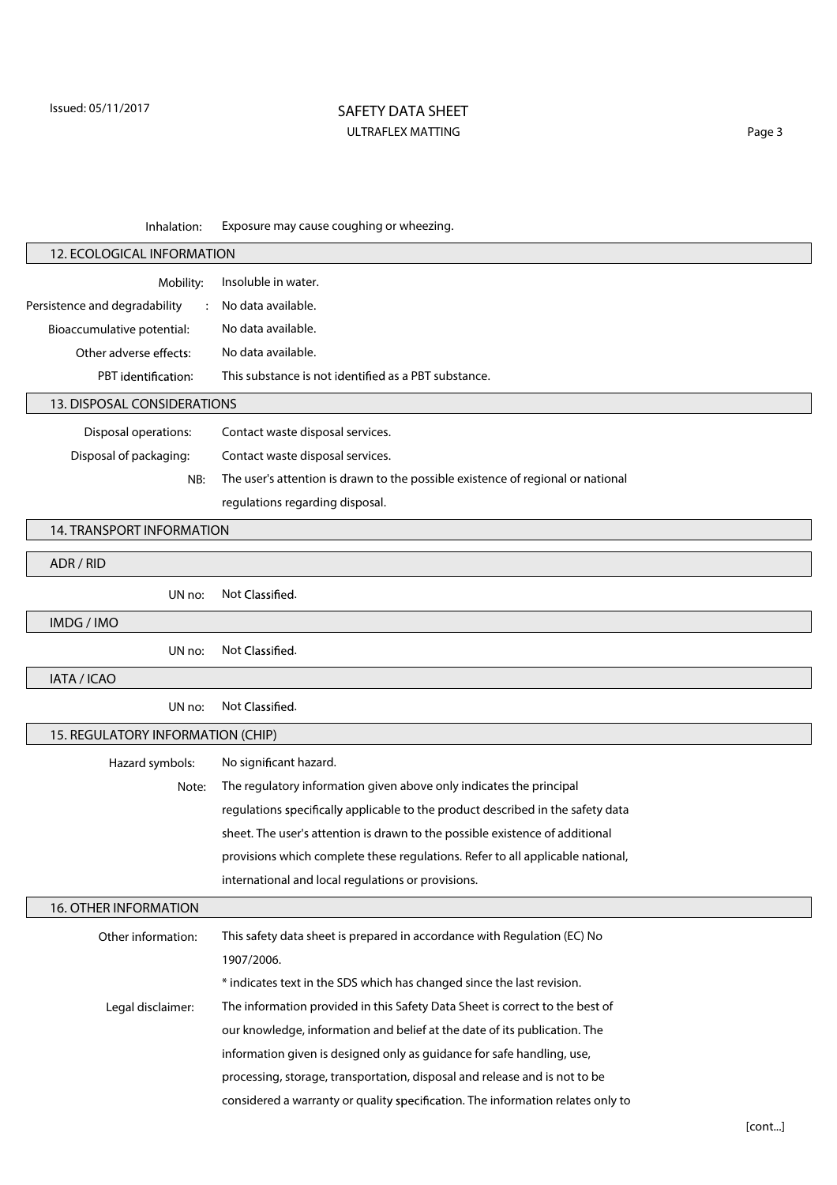**Inhalation:** Exposure may cause coughing or wheezing.

## 12. ECOLOGICAL INFORMATION

**Mobility:** Insoluble in water.

**Persistence and degradability :** No data available.

**Bioaccumulative potential:** No data available.

**Other adverse effects:** No data available.

**PBT identification:** This substance is not identified as a PBT substance.

## 13. DISPOSAL CONSIDERATIONS

**Disposal operations:** Contact waste disposal services.

**Disposal of packaging:** Contact waste disposal services.

**NB:** The user's attention is drawn to the possible existence of regional or national regulations regarding disposal.

## 14. TRANSPORT INFORMATION

### ADR / RID

**UN no:** Not Classified.

### IMDG / IMO

**UN no:** Not Classified.

### IATA / ICAO

**UN no:** Not Classified.

## 15. REGULATORY INFORMATION (CHIP)

**Hazard symbols:** No significant hazard.

**Note:** The regulatory information given above only indicates the principal regulations specifically applicable to the product described in the safety data sheet. The user's attention is drawn to the possible existence of additional provisions which complete these regulations. Refer to all applicable national, international and local regulations or provisions.

## 16. OTHER INFORMATION

**Other information:** This safety data sheet is prepared in accordance with Regulation (EC) No 1907/2006.

* indicates text in the SDS which has changed since the last revision.

**Legal disclaimer:** The information provided in this Safety Data Sheet is correct to the best of our knowledge, information and belief at the date of its publication. The information given is designed only as guidance for safe handling, use, processing, storage, transportation, disposal and release and is not to be considered a warranty or quality specification. The information relates only to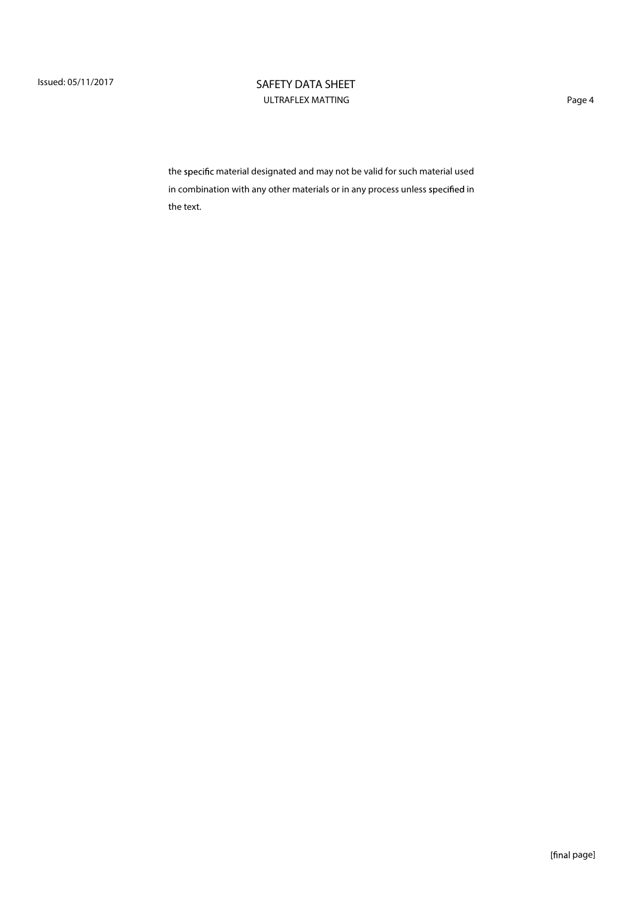the specific material designated and may not be valid for such material used in combination with any other materials or in any process unless specified in the text.

[final page]